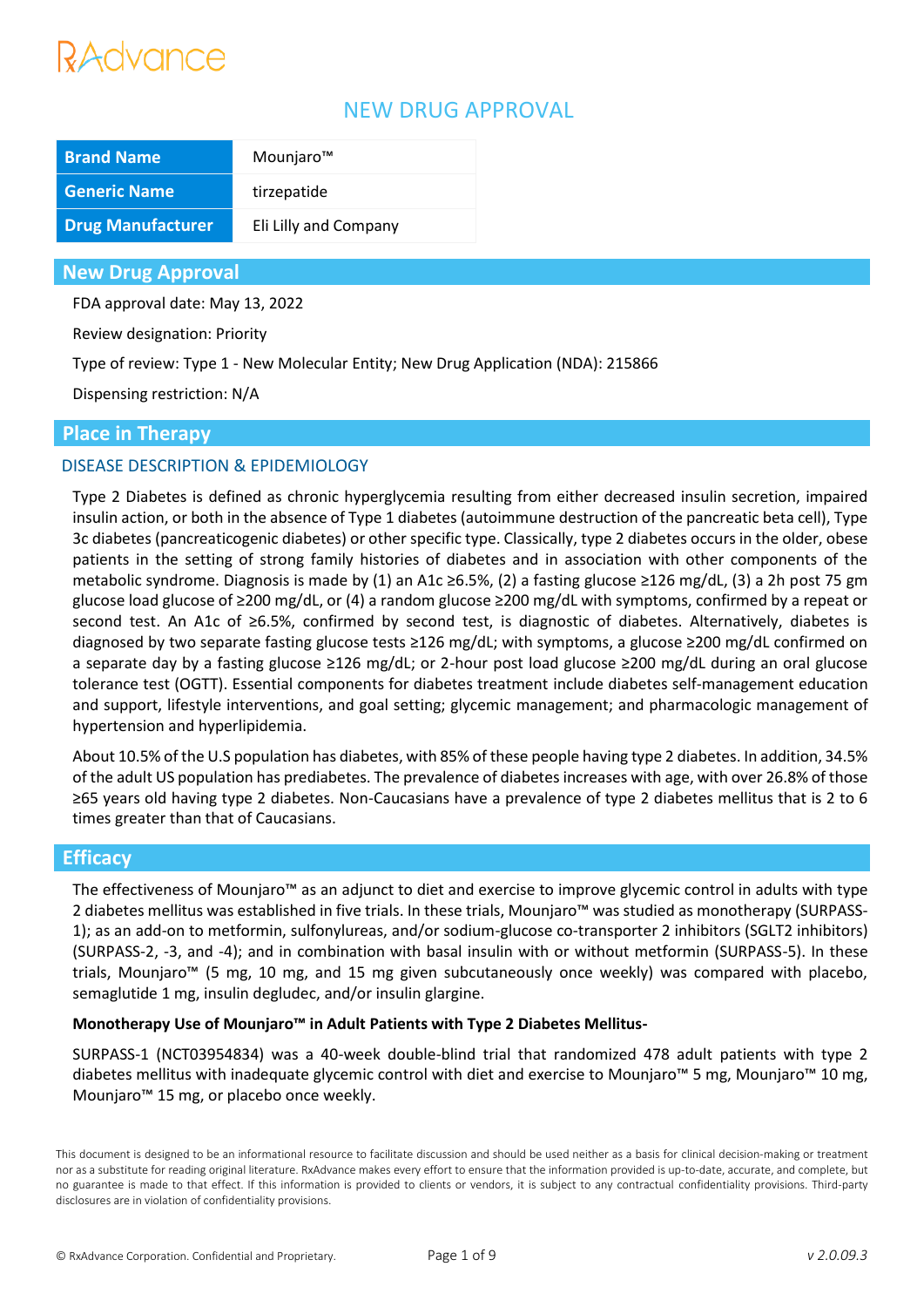# NEW DRUG APPROVAL

| Brand Name | Mounjaro™ |
|---|---|
| Generic Name | tirzepatide |
| Drug Manufacturer | Eli Lilly and Company |

## New Drug Approval

FDA approval date: May 13, 2022

Review designation: Priority

Type of review: Type 1 - New Molecular Entity; New Drug Application (NDA): 215866

Dispensing restriction: N/A

## Place in Therapy

### DISEASE DESCRIPTION & EPIDEMIOLOGY

Type 2 Diabetes is defined as chronic hyperglycemia resulting from either decreased insulin secretion, impaired insulin action, or both in the absence of Type 1 diabetes (autoimmune destruction of the pancreatic beta cell), Type 3c diabetes (pancreaticogenic diabetes) or other specific type. Classically, type 2 diabetes occurs in the older, obese patients in the setting of strong family histories of diabetes and in association with other components of the metabolic syndrome. Diagnosis is made by (1) an A1c ≥6.5%, (2) a fasting glucose ≥126 mg/dL, (3) a 2h post 75 gm glucose load glucose of ≥200 mg/dL, or (4) a random glucose ≥200 mg/dL with symptoms, confirmed by a repeat or second test. An A1c of ≥6.5%, confirmed by second test, is diagnostic of diabetes. Alternatively, diabetes is diagnosed by two separate fasting glucose tests ≥126 mg/dL; with symptoms, a glucose ≥200 mg/dL confirmed on a separate day by a fasting glucose ≥126 mg/dL; or 2-hour post load glucose ≥200 mg/dL during an oral glucose tolerance test (OGTT). Essential components for diabetes treatment include diabetes self-management education and support, lifestyle interventions, and goal setting; glycemic management; and pharmacologic management of hypertension and hyperlipidemia.

About 10.5% of the U.S population has diabetes, with 85% of these people having type 2 diabetes. In addition, 34.5% of the adult US population has prediabetes. The prevalence of diabetes increases with age, with over 26.8% of those ≥65 years old having type 2 diabetes. Non-Caucasians have a prevalence of type 2 diabetes mellitus that is 2 to 6 times greater than that of Caucasians.

## Efficacy

The effectiveness of Mounjaro™ as an adjunct to diet and exercise to improve glycemic control in adults with type 2 diabetes mellitus was established in five trials. In these trials, Mounjaro™ was studied as monotherapy (SURPASS-1); as an add-on to metformin, sulfonylureas, and/or sodium-glucose co-transporter 2 inhibitors (SGLT2 inhibitors) (SURPASS-2, -3, and -4); and in combination with basal insulin with or without metformin (SURPASS-5). In these trials, Mounjaro™ (5 mg, 10 mg, and 15 mg given subcutaneously once weekly) was compared with placebo, semaglutide 1 mg, insulin degludec, and/or insulin glargine.

**Monotherapy Use of Mounjaro™ in Adult Patients with Type 2 Diabetes Mellitus-**

SURPASS-1 (NCT03954834) was a 40-week double-blind trial that randomized 478 adult patients with type 2 diabetes mellitus with inadequate glycemic control with diet and exercise to Mounjaro™ 5 mg, Mounjaro™ 10 mg, Mounjaro™ 15 mg, or placebo once weekly.

This document is designed to be an informational resource to facilitate discussion and should be used neither as a basis for clinical decision-making or treatment nor as a substitute for reading original literature. RxAdvance makes every effort to ensure that the information provided is up-to-date, accurate, and complete, but no guarantee is made to that effect. If this information is provided to clients or vendors, it is subject to any contractual confidentiality provisions. Third-party disclosures are in violation of confidentiality provisions.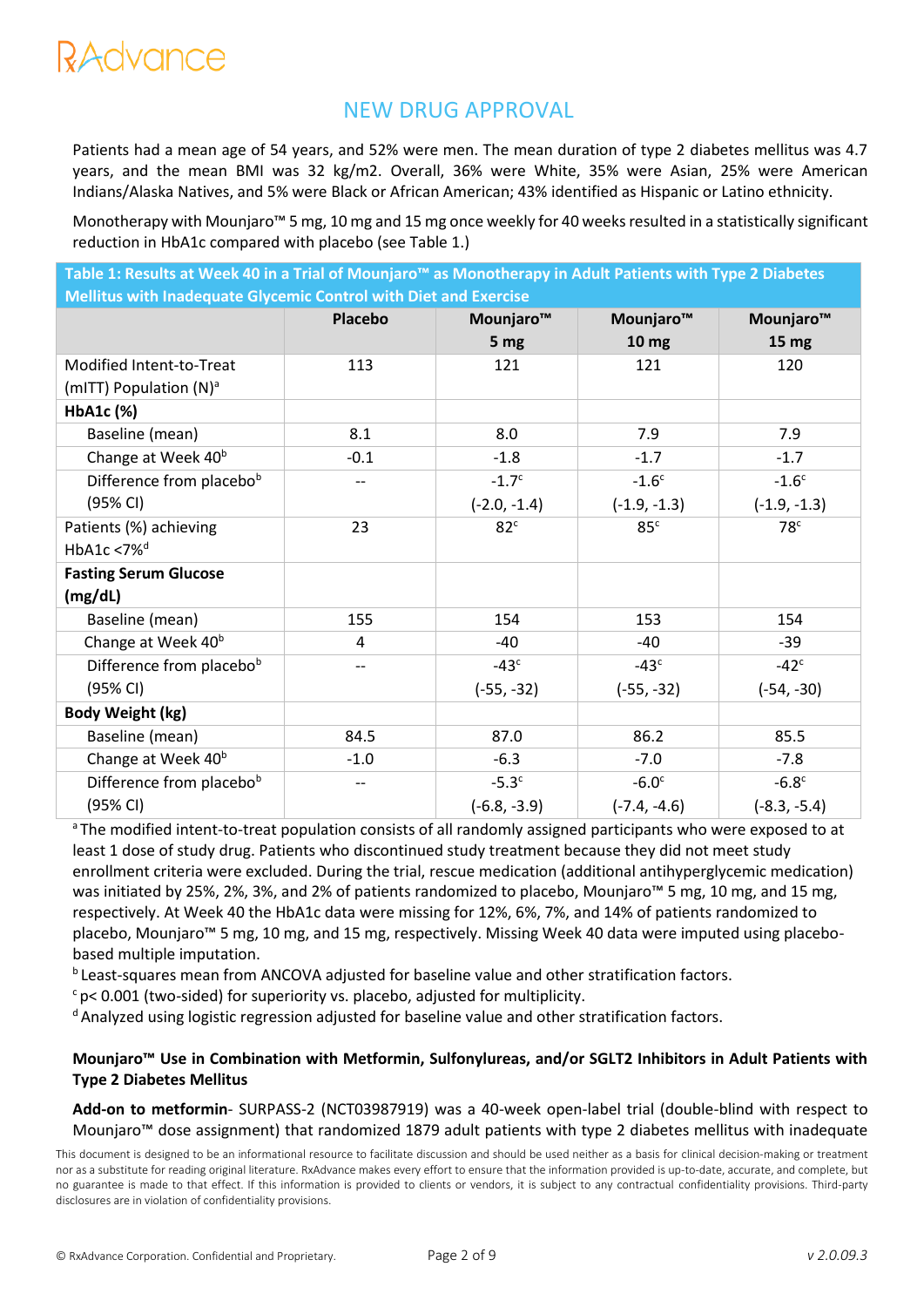## NEW DRUG APPROVAL

Patients had a mean age of 54 years, and 52% were men. The mean duration of type 2 diabetes mellitus was 4.7 years, and the mean BMI was 32 kg/m2. Overall, 36% were White, 35% were Asian, 25% were American Indians/Alaska Natives, and 5% were Black or African American; 43% identified as Hispanic or Latino ethnicity.

Monotherapy with Mounjaro™ 5 mg, 10 mg and 15 mg once weekly for 40 weeks resulted in a statistically significant reduction in HbA1c compared with placebo (see Table 1.)

**Table 1: Results at Week 40 in a Trial of Mounjaro™ as Monotherapy in Adult Patients with Type 2 Diabetes Mellitus with Inadequate Glycemic Control with Diet and Exercise**

| | Placebo | Mounjaro™ 5 mg | Mounjaro™ 10 mg | Mounjaro™ 15 mg |
|---|---|---|---|---|
| Modified Intent-to-Treat (mITT) Population (N)[a] | 113 | 121 | 121 | 120 |
| **HbA1c (%)** | | | | |
| Baseline (mean) | 8.1 | 8.0 | 7.9 | 7.9 |
| Change at Week 40[b] | -0.1 | -1.8 | -1.7 | -1.7 |
| Difference from placebo[b] (95% CI) | -- | -1.7[c] (-2.0, -1.4) | -1.6[c] (-1.9, -1.3) | -1.6[c] (-1.9, -1.3) |
| Patients (%) achieving HbA1c <7%[d] | 23 | 82[c] | 85[c] | 78[c] |
| **Fasting Serum Glucose (mg/dL)** | | | | |
| Baseline (mean) | 155 | 154 | 153 | 154 |
| Change at Week 40[b] | 4 | -40 | -40 | -39 |
| Difference from placebo[b] (95% CI) | -- | -43[c] (-55, -32) | -43[c] (-55, -32) | -42[c] (-54, -30) |
| **Body Weight (kg)** | | | | |
| Baseline (mean) | 84.5 | 87.0 | 86.2 | 85.5 |
| Change at Week 40[b] | -1.0 | -6.3 | -7.0 | -7.8 |
| Difference from placebo[b] (95% CI) | -- | -5.3[c] (-6.8, -3.9) | -6.0[c] (-7.4, -4.6) | -6.8[c] (-8.3, -5.4) |

[a] The modified intent-to-treat population consists of all randomly assigned participants who were exposed to at least 1 dose of study drug. Patients who discontinued study treatment because they did not meet study enrollment criteria were excluded. During the trial, rescue medication (additional antihyperglycemic medication) was initiated by 25%, 2%, 3%, and 2% of patients randomized to placebo, Mounjaro™ 5 mg, 10 mg, and 15 mg, respectively. At Week 40 the HbA1c data were missing for 12%, 6%, 7%, and 14% of patients randomized to placebo, Mounjaro™ 5 mg, 10 mg, and 15 mg, respectively. Missing Week 40 data were imputed using placebo-based multiple imputation.

[b] Least-squares mean from ANCOVA adjusted for baseline value and other stratification factors.

[c] p< 0.001 (two-sided) for superiority vs. placebo, adjusted for multiplicity.

[d] Analyzed using logistic regression adjusted for baseline value and other stratification factors.

**Mounjaro™ Use in Combination with Metformin, Sulfonylureas, and/or SGLT2 Inhibitors in Adult Patients with Type 2 Diabetes Mellitus**

**Add-on to metformin**- SURPASS-2 (NCT03987919) was a 40-week open-label trial (double-blind with respect to Mounjaro™ dose assignment) that randomized 1879 adult patients with type 2 diabetes mellitus with inadequate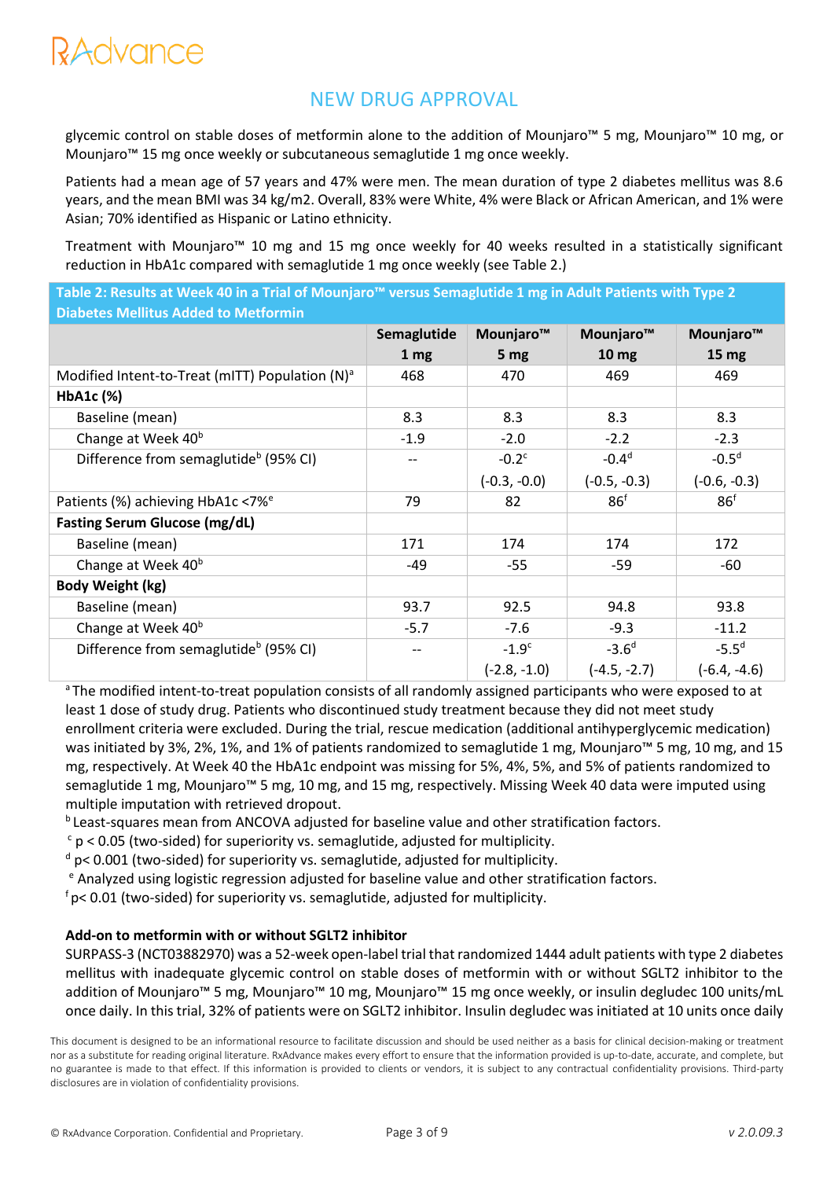## NEW DRUG APPROVAL

glycemic control on stable doses of metformin alone to the addition of Mounjaro™ 5 mg, Mounjaro™ 10 mg, or Mounjaro™ 15 mg once weekly or subcutaneous semaglutide 1 mg once weekly.

Patients had a mean age of 57 years and 47% were men. The mean duration of type 2 diabetes mellitus was 8.6 years, and the mean BMI was 34 kg/m2. Overall, 83% were White, 4% were Black or African American, and 1% were Asian; 70% identified as Hispanic or Latino ethnicity.

Treatment with Mounjaro™ 10 mg and 15 mg once weekly for 40 weeks resulted in a statistically significant reduction in HbA1c compared with semaglutide 1 mg once weekly (see Table 2.)

**Table 2: Results at Week 40 in a Trial of Mounjaro™ versus Semaglutide 1 mg in Adult Patients with Type 2 Diabetes Mellitus Added to Metformin**

| | Semaglutide 1 mg | Mounjaro™ 5 mg | Mounjaro™ 10 mg | Mounjaro™ 15 mg |
|---|---|---|---|---|
| Modified Intent-to-Treat (mITT) Population (N)[a] | 468 | 470 | 469 | 469 |
| **HbA1c (%)** | | | | |
| Baseline (mean) | 8.3 | 8.3 | 8.3 | 8.3 |
| Change at Week 40[b] | -1.9 | -2.0 | -2.2 | -2.3 |
| Difference from semaglutide[b] (95% CI) | -- | -0.2[c] (-0.3, -0.0) | -0.4[d] (-0.5, -0.3) | -0.5[d] (-0.6, -0.3) |
| Patients (%) achieving HbA1c <7%[e] | 79 | 82 | 86[f] | 86[f] |
| **Fasting Serum Glucose (mg/dL)** | | | | |
| Baseline (mean) | 171 | 174 | 174 | 172 |
| Change at Week 40[b] | -49 | -55 | -59 | -60 |
| **Body Weight (kg)** | | | | |
| Baseline (mean) | 93.7 | 92.5 | 94.8 | 93.8 |
| Change at Week 40[b] | -5.7 | -7.6 | -9.3 | -11.2 |
| Difference from semaglutide[b] (95% CI) | -- | -1.9[c] (-2.8, -1.0) | -3.6[d] (-4.5, -2.7) | -5.5[d] (-6.4, -4.6) |

[a] The modified intent-to-treat population consists of all randomly assigned participants who were exposed to at least 1 dose of study drug. Patients who discontinued study treatment because they did not meet study enrollment criteria were excluded. During the trial, rescue medication (additional antihyperglycemic medication) was initiated by 3%, 2%, 1%, and 1% of patients randomized to semaglutide 1 mg, Mounjaro™ 5 mg, 10 mg, and 15 mg, respectively. At Week 40 the HbA1c endpoint was missing for 5%, 4%, 5%, and 5% of patients randomized to semaglutide 1 mg, Mounjaro™ 5 mg, 10 mg, and 15 mg, respectively. Missing Week 40 data were imputed using multiple imputation with retrieved dropout.

[b] Least-squares mean from ANCOVA adjusted for baseline value and other stratification factors.

[c] $p < 0.05$ (two-sided) for superiority vs. semaglutide, adjusted for multiplicity.

[d] $p < 0.001$ (two-sided) for superiority vs. semaglutide, adjusted for multiplicity.

[e] Analyzed using logistic regression adjusted for baseline value and other stratification factors.

[f] $p < 0.01$ (two-sided) for superiority vs. semaglutide, adjusted for multiplicity.

**Add-on to metformin with or without SGLT2 inhibitor**

SURPASS-3 (NCT03882970) was a 52-week open-label trial that randomized 1444 adult patients with type 2 diabetes mellitus with inadequate glycemic control on stable doses of metformin with or without SGLT2 inhibitor to the addition of Mounjaro™ 5 mg, Mounjaro™ 10 mg, Mounjaro™ 15 mg once weekly, or insulin degludec 100 units/mL once daily. In this trial, 32% of patients were on SGLT2 inhibitor. Insulin degludec was initiated at 10 units once daily

This document is designed to be an informational resource to facilitate discussion and should be used neither as a basis for clinical decision-making or treatment nor as a substitute for reading original literature. RxAdvance makes every effort to ensure that the information provided is up-to-date, accurate, and complete, but no guarantee is made to that effect. If this information is provided to clients or vendors, it is subject to any contractual confidentiality provisions. Third-party disclosures are in violation of confidentiality provisions.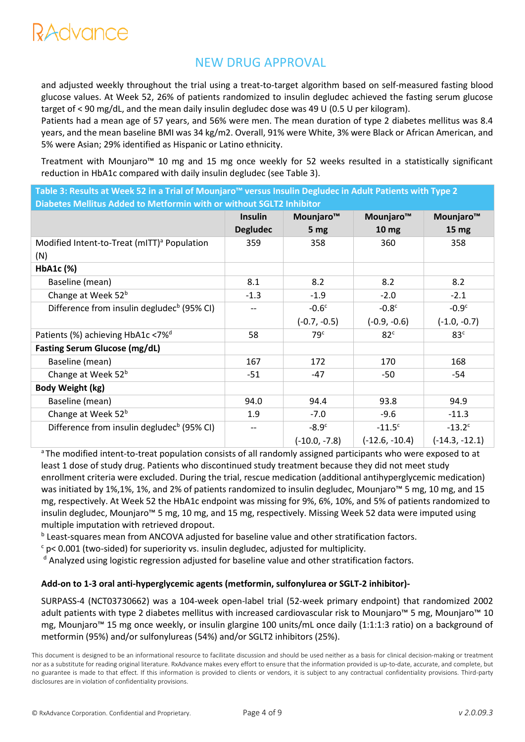and adjusted weekly throughout the trial using a treat-to-target algorithm based on self-measured fasting blood glucose values. At Week 52, 26% of patients randomized to insulin degludec achieved the fasting serum glucose target of < 90 mg/dL, and the mean daily insulin degludec dose was 49 U (0.5 U per kilogram).

Patients had a mean age of 57 years, and 56% were men. The mean duration of type 2 diabetes mellitus was 8.4 years, and the mean baseline BMI was 34 kg/m2. Overall, 91% were White, 3% were Black or African American, and 5% were Asian; 29% identified as Hispanic or Latino ethnicity.

Treatment with Mounjaro™ 10 mg and 15 mg once weekly for 52 weeks resulted in a statistically significant reduction in HbA1c compared with daily insulin degludec (see Table 3).

**Table 3: Results at Week 52 in a Trial of Mounjaro™ versus Insulin Degludec in Adult Patients with Type 2 Diabetes Mellitus Added to Metformin with or without SGLT2 Inhibitor**

| | Insulin Degludec | Mounjaro™ 5 mg | Mounjaro™ 10 mg | Mounjaro™ 15 mg |
|---|---|---|---|---|
| Modified Intent-to-Treat (mITT)[a] Population (N) | 359 | 358 | 360 | 358 |
| **HbA1c (%)** | | | | |
| Baseline (mean) | 8.1 | 8.2 | 8.2 | 8.2 |
| Change at Week 52[b] | -1.3 | -1.9 | -2.0 | -2.1 |
| Difference from insulin degludec[b] (95% CI) | -- | -0.6[c] (-0.7, -0.5) | -0.8[c] (-0.9, -0.6) | -0.9[c] (-1.0, -0.7) |
| Patients (%) achieving HbA1c <7%[d] | 58 | 79[c] | 82[c] | 83[c] |
| **Fasting Serum Glucose (mg/dL)** | | | | |
| Baseline (mean) | 167 | 172 | 170 | 168 |
| Change at Week 52[b] | -51 | -47 | -50 | -54 |
| **Body Weight (kg)** | | | | |
| Baseline (mean) | 94.0 | 94.4 | 93.8 | 94.9 |
| Change at Week 52[b] | 1.9 | -7.0 | -9.6 | -11.3 |
| Difference from insulin degludec[b] (95% CI) | -- | -8.9[c] (-10.0, -7.8) | -11.5[c] (-12.6, -10.4) | -13.2[c] (-14.3, -12.1) |

[a] The modified intent-to-treat population consists of all randomly assigned participants who were exposed to at least 1 dose of study drug. Patients who discontinued study treatment because they did not meet study enrollment criteria were excluded. During the trial, rescue medication (additional antihyperglycemic medication) was initiated by 1%,1%, 1%, and 2% of patients randomized to insulin degludec, Mounjaro™ 5 mg, 10 mg, and 15 mg, respectively. At Week 52 the HbA1c endpoint was missing for 9%, 6%, 10%, and 5% of patients randomized to insulin degludec, Mounjaro™ 5 mg, 10 mg, and 15 mg, respectively. Missing Week 52 data were imputed using multiple imputation with retrieved dropout.

[b] Least-squares mean from ANCOVA adjusted for baseline value and other stratification factors.

[c] p< 0.001 (two-sided) for superiority vs. insulin degludec, adjusted for multiplicity.

[d] Analyzed using logistic regression adjusted for baseline value and other stratification factors.

**Add-on to 1-3 oral anti-hyperglycemic agents (metformin, sulfonylurea or SGLT-2 inhibitor)-**

SURPASS-4 (NCT03730662) was a 104-week open-label trial (52-week primary endpoint) that randomized 2002 adult patients with type 2 diabetes mellitus with increased cardiovascular risk to Mounjaro™ 5 mg, Mounjaro™ 10 mg, Mounjaro™ 15 mg once weekly, or insulin glargine 100 units/mL once daily (1:1:1:3 ratio) on a background of metformin (95%) and/or sulfonylureas (54%) and/or SGLT2 inhibitors (25%).

This document is designed to be an informational resource to facilitate discussion and should be used neither as a basis for clinical decision-making or treatment nor as a substitute for reading original literature. RxAdvance makes every effort to ensure that the information provided is up-to-date, accurate, and complete, but no guarantee is made to that effect. If this information is provided to clients or vendors, it is subject to any contractual confidentiality provisions. Third-party disclosures are in violation of confidentiality provisions.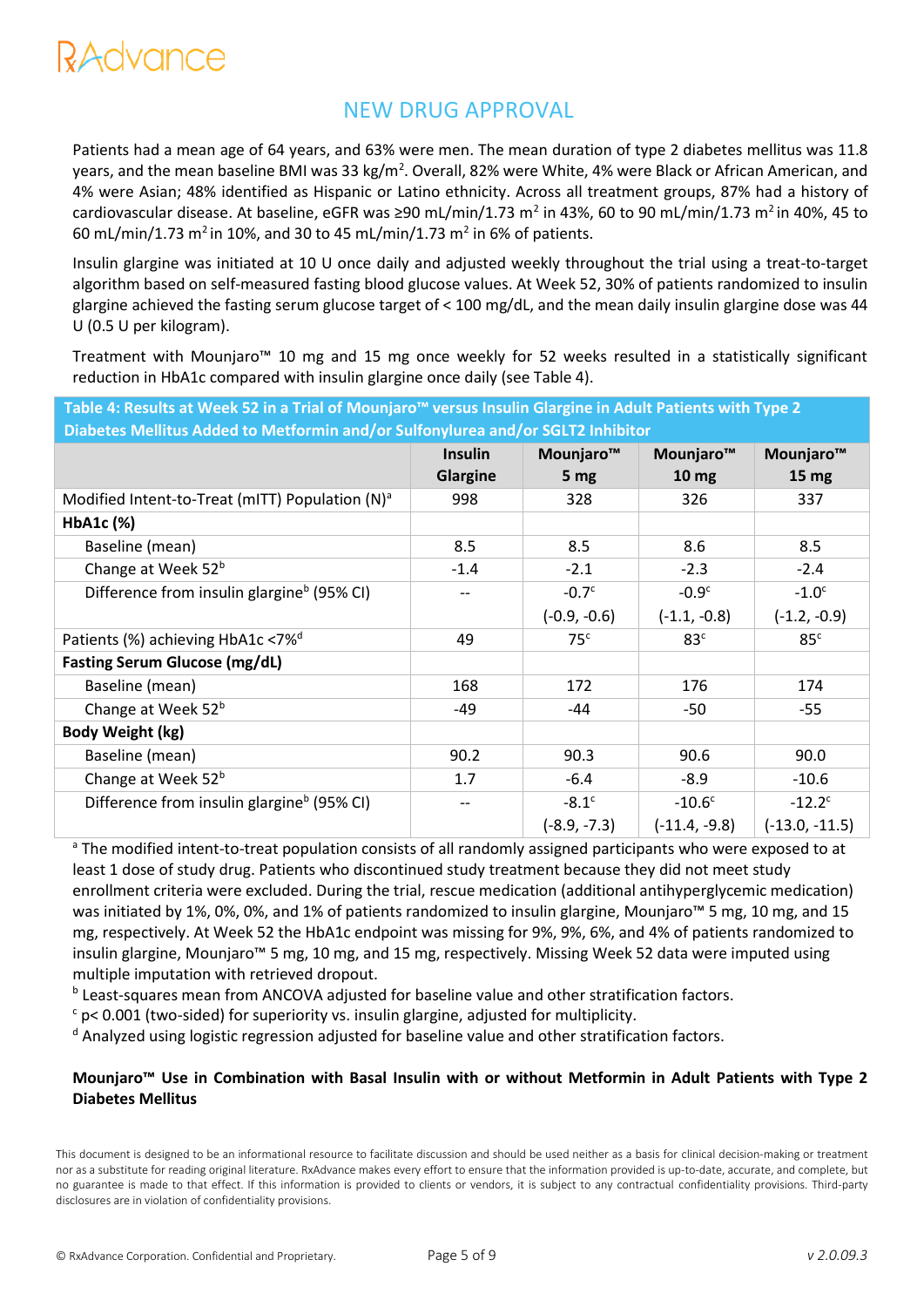## NEW DRUG APPROVAL

Patients had a mean age of 64 years, and 63% were men. The mean duration of type 2 diabetes mellitus was 11.8 years, and the mean baseline BMI was 33 kg/m$^2$. Overall, 82% were White, 4% were Black or African American, and 4% were Asian; 48% identified as Hispanic or Latino ethnicity. Across all treatment groups, 87% had a history of cardiovascular disease. At baseline, eGFR was ≥90 mL/min/1.73 m$^2$ in 43%, 60 to 90 mL/min/1.73 m$^2$ in 40%, 45 to 60 mL/min/1.73 m$^2$ in 10%, and 30 to 45 mL/min/1.73 m$^2$ in 6% of patients.

Insulin glargine was initiated at 10 U once daily and adjusted weekly throughout the trial using a treat-to-target algorithm based on self-measured fasting blood glucose values. At Week 52, 30% of patients randomized to insulin glargine achieved the fasting serum glucose target of < 100 mg/dL, and the mean daily insulin glargine dose was 44 U (0.5 U per kilogram).

Treatment with Mounjaro™ 10 mg and 15 mg once weekly for 52 weeks resulted in a statistically significant reduction in HbA1c compared with insulin glargine once daily (see Table 4).

**Table 4: Results at Week 52 in a Trial of Mounjaro™ versus Insulin Glargine in Adult Patients with Type 2 Diabetes Mellitus Added to Metformin and/or Sulfonylurea and/or SGLT2 Inhibitor**

| | Insulin Glargine | Mounjaro™ 5 mg | Mounjaro™ 10 mg | Mounjaro™ 15 mg |
|---|---|---|---|---|
| Modified Intent-to-Treat (mITT) Population (N)[a] | 998 | 328 | 326 | 337 |
| **HbA1c (%)** | | | | |
| Baseline (mean) | 8.5 | 8.5 | 8.6 | 8.5 |
| Change at Week 52[b] | -1.4 | -2.1 | -2.3 | -2.4 |
| Difference from insulin glargine[b] (95% CI) | -- | -0.7[c] (-0.9, -0.6) | -0.9[c] (-1.1, -0.8) | -1.0[c] (-1.2, -0.9) |
| Patients (%) achieving HbA1c <7%[d] | 49 | 75[c] | 83[c] | 85[c] |
| **Fasting Serum Glucose (mg/dL)** | | | | |
| Baseline (mean) | 168 | 172 | 176 | 174 |
| Change at Week 52[b] | -49 | -44 | -50 | -55 |
| **Body Weight (kg)** | | | | |
| Baseline (mean) | 90.2 | 90.3 | 90.6 | 90.0 |
| Change at Week 52[b] | 1.7 | -6.4 | -8.9 | -10.6 |
| Difference from insulin glargine[b] (95% CI) | -- | -8.1[c] (-8.9, -7.3) | -10.6[c] (-11.4, -9.8) | -12.2[c] (-13.0, -11.5) |

[a] The modified intent-to-treat population consists of all randomly assigned participants who were exposed to at least 1 dose of study drug. Patients who discontinued study treatment because they did not meet study enrollment criteria were excluded. During the trial, rescue medication (additional antihyperglycemic medication) was initiated by 1%, 0%, 0%, and 1% of patients randomized to insulin glargine, Mounjaro™ 5 mg, 10 mg, and 15 mg, respectively. At Week 52 the HbA1c endpoint was missing for 9%, 9%, 6%, and 4% of patients randomized to insulin glargine, Mounjaro™ 5 mg, 10 mg, and 15 mg, respectively. Missing Week 52 data were imputed using multiple imputation with retrieved dropout.
[b] Least-squares mean from ANCOVA adjusted for baseline value and other stratification factors.
[c] p< 0.001 (two-sided) for superiority vs. insulin glargine, adjusted for multiplicity.
[d] Analyzed using logistic regression adjusted for baseline value and other stratification factors.

**Mounjaro™ Use in Combination with Basal Insulin with or without Metformin in Adult Patients with Type 2 Diabetes Mellitus**

This document is designed to be an informational resource to facilitate discussion and should be used neither as a basis for clinical decision-making or treatment nor as a substitute for reading original literature. RxAdvance makes every effort to ensure that the information provided is up-to-date, accurate, and complete, but no guarantee is made to that effect. If this information is provided to clients or vendors, it is subject to any contractual confidentiality provisions. Third-party disclosures are in violation of confidentiality provisions.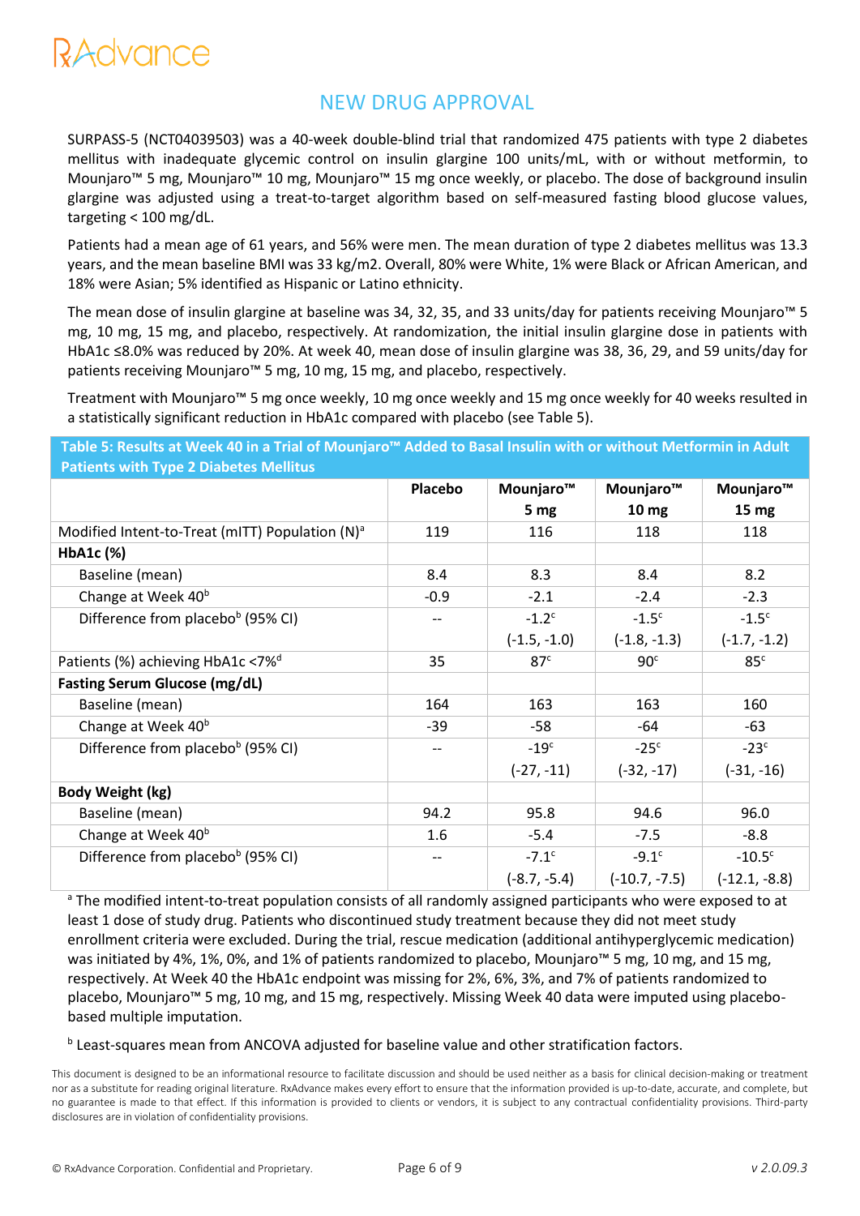## NEW DRUG APPROVAL

SURPASS-5 (NCT04039503) was a 40-week double-blind trial that randomized 475 patients with type 2 diabetes mellitus with inadequate glycemic control on insulin glargine 100 units/mL, with or without metformin, to Mounjaro™ 5 mg, Mounjaro™ 10 mg, Mounjaro™ 15 mg once weekly, or placebo. The dose of background insulin glargine was adjusted using a treat-to-target algorithm based on self-measured fasting blood glucose values, targeting < 100 mg/dL.

Patients had a mean age of 61 years, and 56% were men. The mean duration of type 2 diabetes mellitus was 13.3 years, and the mean baseline BMI was 33 kg/m2. Overall, 80% were White, 1% were Black or African American, and 18% were Asian; 5% identified as Hispanic or Latino ethnicity.

The mean dose of insulin glargine at baseline was 34, 32, 35, and 33 units/day for patients receiving Mounjaro™ 5 mg, 10 mg, 15 mg, and placebo, respectively. At randomization, the initial insulin glargine dose in patients with HbA1c ≤8.0% was reduced by 20%. At week 40, mean dose of insulin glargine was 38, 36, 29, and 59 units/day for patients receiving Mounjaro™ 5 mg, 10 mg, 15 mg, and placebo, respectively.

Treatment with Mounjaro™ 5 mg once weekly, 10 mg once weekly and 15 mg once weekly for 40 weeks resulted in a statistically significant reduction in HbA1c compared with placebo (see Table 5).

**Table 5: Results at Week 40 in a Trial of Mounjaro™ Added to Basal Insulin with or without Metformin in Adult Patients with Type 2 Diabetes Mellitus**

| | Placebo | Mounjaro™ 5 mg | Mounjaro™ 10 mg | Mounjaro™ 15 mg |
|---|---|---|---|---|
| Modified Intent-to-Treat (mITT) Population (N)[a] | 119 | 116 | 118 | 118 |
| **HbA1c (%)** | | | | |
| Baseline (mean) | 8.4 | 8.3 | 8.4 | 8.2 |
| Change at Week 40[b] | -0.9 | -2.1 | -2.4 | -2.3 |
| Difference from placebo[b] (95% CI) | -- | -1.2[c] (-1.5, -1.0) | -1.5[c] (-1.8, -1.3) | -1.5[c] (-1.7, -1.2) |
| Patients (%) achieving HbA1c <7%[d] | 35 | 87[c] | 90[c] | 85[c] |
| **Fasting Serum Glucose (mg/dL)** | | | | |
| Baseline (mean) | 164 | 163 | 163 | 160 |
| Change at Week 40[b] | -39 | -58 | -64 | -63 |
| Difference from placebo[b] (95% CI) | -- | -19[c] (-27, -11) | -25[c] (-32, -17) | -23[c] (-31, -16) |
| **Body Weight (kg)** | | | | |
| Baseline (mean) | 94.2 | 95.8 | 94.6 | 96.0 |
| Change at Week 40[b] | 1.6 | -5.4 | -7.5 | -8.8 |
| Difference from placebo[b] (95% CI) | -- | -7.1[c] (-8.7, -5.4) | -9.1[c] (-10.7, -7.5) | -10.5[c] (-12.1, -8.8) |

[a] The modified intent-to-treat population consists of all randomly assigned participants who were exposed to at least 1 dose of study drug. Patients who discontinued study treatment because they did not meet study enrollment criteria were excluded. During the trial, rescue medication (additional antihyperglycemic medication) was initiated by 4%, 1%, 0%, and 1% of patients randomized to placebo, Mounjaro™ 5 mg, 10 mg, and 15 mg, respectively. At Week 40 the HbA1c endpoint was missing for 2%, 6%, 3%, and 7% of patients randomized to placebo, Mounjaro™ 5 mg, 10 mg, and 15 mg, respectively. Missing Week 40 data were imputed using placebo-based multiple imputation.

[b] Least-squares mean from ANCOVA adjusted for baseline value and other stratification factors.

This document is designed to be an informational resource to facilitate discussion and should be used neither as a basis for clinical decision-making or treatment nor as a substitute for reading original literature. RxAdvance makes every effort to ensure that the information provided is up-to-date, accurate, and complete, but no guarantee is made to that effect. If this information is provided to clients or vendors, it is subject to any contractual confidentiality provisions. Third-party disclosures are in violation of confidentiality provisions.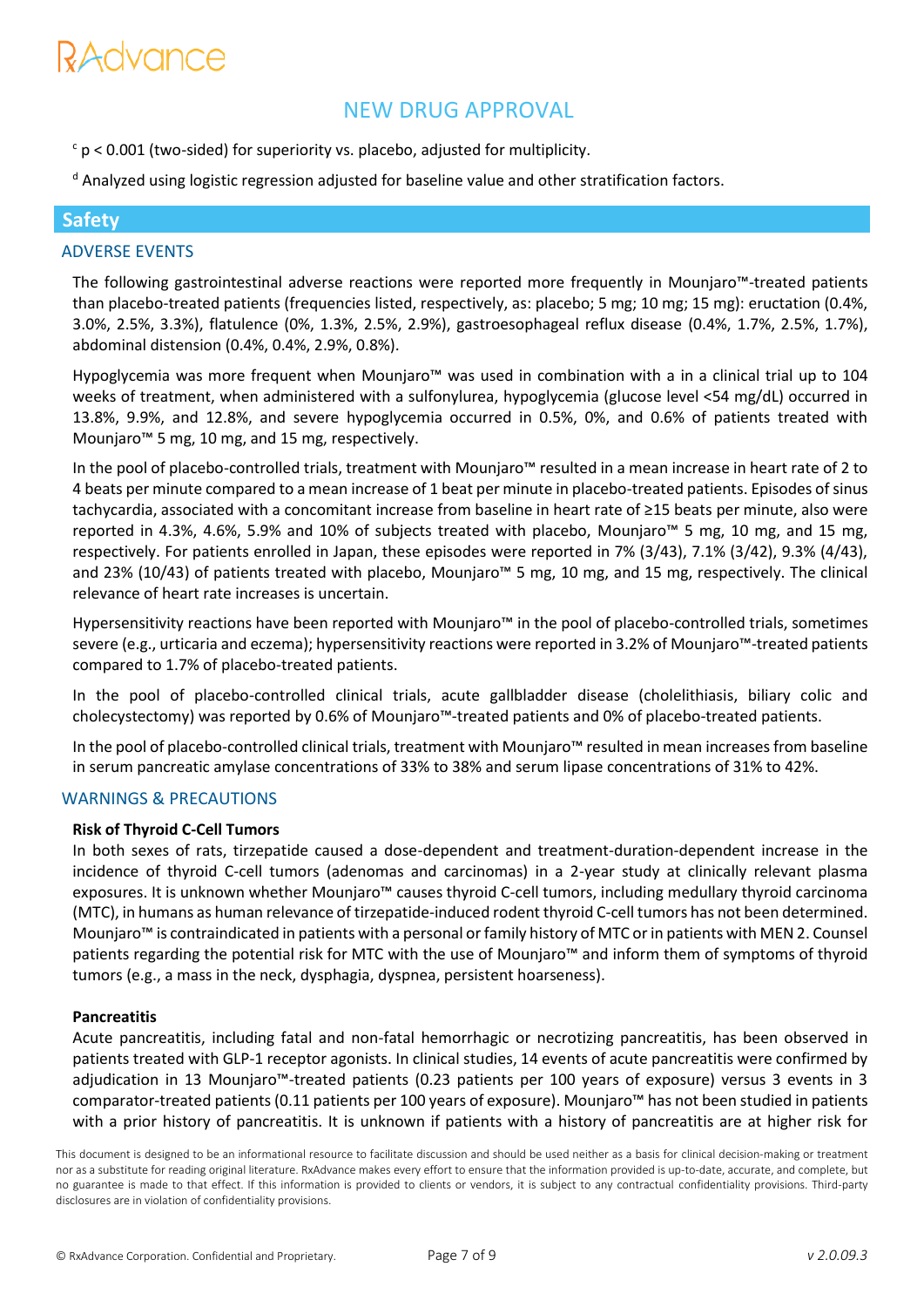[c] $p < 0.001$ (two-sided) for superiority vs. placebo, adjusted for multiplicity.

[d] Analyzed using logistic regression adjusted for baseline value and other stratification factors.

## Safety

### ADVERSE EVENTS

The following gastrointestinal adverse reactions were reported more frequently in Mounjaro™-treated patients than placebo-treated patients (frequencies listed, respectively, as: placebo; 5 mg; 10 mg; 15 mg): eructation (0.4%, 3.0%, 2.5%, 3.3%), flatulence (0%, 1.3%, 2.5%, 2.9%), gastroesophageal reflux disease (0.4%, 1.7%, 2.5%, 1.7%), abdominal distension (0.4%, 0.4%, 2.9%, 0.8%).

Hypoglycemia was more frequent when Mounjaro™ was used in combination with a in a clinical trial up to 104 weeks of treatment, when administered with a sulfonylurea, hypoglycemia (glucose level <54 mg/dL) occurred in 13.8%, 9.9%, and 12.8%, and severe hypoglycemia occurred in 0.5%, 0%, and 0.6% of patients treated with Mounjaro™ 5 mg, 10 mg, and 15 mg, respectively.

In the pool of placebo-controlled trials, treatment with Mounjaro™ resulted in a mean increase in heart rate of 2 to 4 beats per minute compared to a mean increase of 1 beat per minute in placebo-treated patients. Episodes of sinus tachycardia, associated with a concomitant increase from baseline in heart rate of ≥15 beats per minute, also were reported in 4.3%, 4.6%, 5.9% and 10% of subjects treated with placebo, Mounjaro™ 5 mg, 10 mg, and 15 mg, respectively. For patients enrolled in Japan, these episodes were reported in 7% (3/43), 7.1% (3/42), 9.3% (4/43), and 23% (10/43) of patients treated with placebo, Mounjaro™ 5 mg, 10 mg, and 15 mg, respectively. The clinical relevance of heart rate increases is uncertain.

Hypersensitivity reactions have been reported with Mounjaro™ in the pool of placebo-controlled trials, sometimes severe (e.g., urticaria and eczema); hypersensitivity reactions were reported in 3.2% of Mounjaro™-treated patients compared to 1.7% of placebo-treated patients.

In the pool of placebo-controlled clinical trials, acute gallbladder disease (cholelithiasis, biliary colic and cholecystectomy) was reported by 0.6% of Mounjaro™-treated patients and 0% of placebo-treated patients.

In the pool of placebo-controlled clinical trials, treatment with Mounjaro™ resulted in mean increases from baseline in serum pancreatic amylase concentrations of 33% to 38% and serum lipase concentrations of 31% to 42%.

### WARNINGS & PRECAUTIONS

**Risk of Thyroid C-Cell Tumors**

In both sexes of rats, tirzepatide caused a dose-dependent and treatment-duration-dependent increase in the incidence of thyroid C-cell tumors (adenomas and carcinomas) in a 2-year study at clinically relevant plasma exposures. It is unknown whether Mounjaro™ causes thyroid C-cell tumors, including medullary thyroid carcinoma (MTC), in humans as human relevance of tirzepatide-induced rodent thyroid C-cell tumors has not been determined. Mounjaro™ is contraindicated in patients with a personal or family history of MTC or in patients with MEN 2. Counsel patients regarding the potential risk for MTC with the use of Mounjaro™ and inform them of symptoms of thyroid tumors (e.g., a mass in the neck, dysphagia, dyspnea, persistent hoarseness).

**Pancreatitis**

Acute pancreatitis, including fatal and non-fatal hemorrhagic or necrotizing pancreatitis, has been observed in patients treated with GLP-1 receptor agonists. In clinical studies, 14 events of acute pancreatitis were confirmed by adjudication in 13 Mounjaro™-treated patients (0.23 patients per 100 years of exposure) versus 3 events in 3 comparator-treated patients (0.11 patients per 100 years of exposure). Mounjaro™ has not been studied in patients with a prior history of pancreatitis. It is unknown if patients with a history of pancreatitis are at higher risk for

This document is designed to be an informational resource to facilitate discussion and should be used neither as a basis for clinical decision-making or treatment nor as a substitute for reading original literature. RxAdvance makes every effort to ensure that the information provided is up-to-date, accurate, and complete, but no guarantee is made to that effect. If this information is provided to clients or vendors, it is subject to any contractual confidentiality provisions. Third-party disclosures are in violation of confidentiality provisions.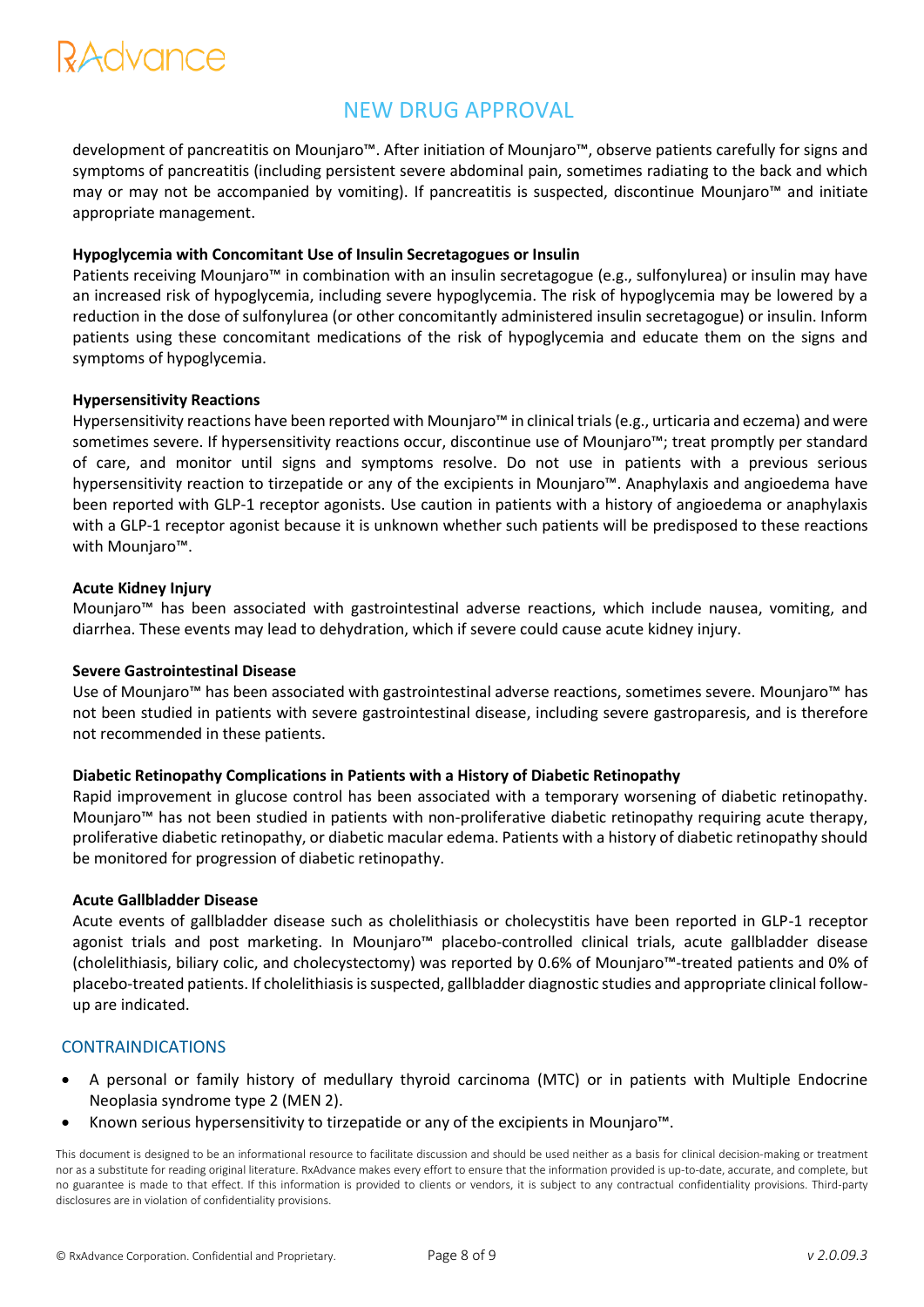development of pancreatitis on Mounjaro™. After initiation of Mounjaro™, observe patients carefully for signs and symptoms of pancreatitis (including persistent severe abdominal pain, sometimes radiating to the back and which may or may not be accompanied by vomiting). If pancreatitis is suspected, discontinue Mounjaro™ and initiate appropriate management.

**Hypoglycemia with Concomitant Use of Insulin Secretagogues or Insulin**
Patients receiving Mounjaro™ in combination with an insulin secretagogue (e.g., sulfonylurea) or insulin may have an increased risk of hypoglycemia, including severe hypoglycemia. The risk of hypoglycemia may be lowered by a reduction in the dose of sulfonylurea (or other concomitantly administered insulin secretagogue) or insulin. Inform patients using these concomitant medications of the risk of hypoglycemia and educate them on the signs and symptoms of hypoglycemia.

**Hypersensitivity Reactions**
Hypersensitivity reactions have been reported with Mounjaro™ in clinical trials (e.g., urticaria and eczema) and were sometimes severe. If hypersensitivity reactions occur, discontinue use of Mounjaro™; treat promptly per standard of care, and monitor until signs and symptoms resolve. Do not use in patients with a previous serious hypersensitivity reaction to tirzepatide or any of the excipients in Mounjaro™. Anaphylaxis and angioedema have been reported with GLP-1 receptor agonists. Use caution in patients with a history of angioedema or anaphylaxis with a GLP-1 receptor agonist because it is unknown whether such patients will be predisposed to these reactions with Mounjaro™.

**Acute Kidney Injury**
Mounjaro™ has been associated with gastrointestinal adverse reactions, which include nausea, vomiting, and diarrhea. These events may lead to dehydration, which if severe could cause acute kidney injury.

**Severe Gastrointestinal Disease**
Use of Mounjaro™ has been associated with gastrointestinal adverse reactions, sometimes severe. Mounjaro™ has not been studied in patients with severe gastrointestinal disease, including severe gastroparesis, and is therefore not recommended in these patients.

**Diabetic Retinopathy Complications in Patients with a History of Diabetic Retinopathy**
Rapid improvement in glucose control has been associated with a temporary worsening of diabetic retinopathy. Mounjaro™ has not been studied in patients with non-proliferative diabetic retinopathy requiring acute therapy, proliferative diabetic retinopathy, or diabetic macular edema. Patients with a history of diabetic retinopathy should be monitored for progression of diabetic retinopathy.

**Acute Gallbladder Disease**
Acute events of gallbladder disease such as cholelithiasis or cholecystitis have been reported in GLP-1 receptor agonist trials and post marketing. In Mounjaro™ placebo-controlled clinical trials, acute gallbladder disease (cholelithiasis, biliary colic, and cholecystectomy) was reported by 0.6% of Mounjaro™-treated patients and 0% of placebo-treated patients. If cholelithiasis is suspected, gallbladder diagnostic studies and appropriate clinical follow-up are indicated.

## CONTRAINDICATIONS

- A personal or family history of medullary thyroid carcinoma (MTC) or in patients with Multiple Endocrine Neoplasia syndrome type 2 (MEN 2).
- Known serious hypersensitivity to tirzepatide or any of the excipients in Mounjaro™.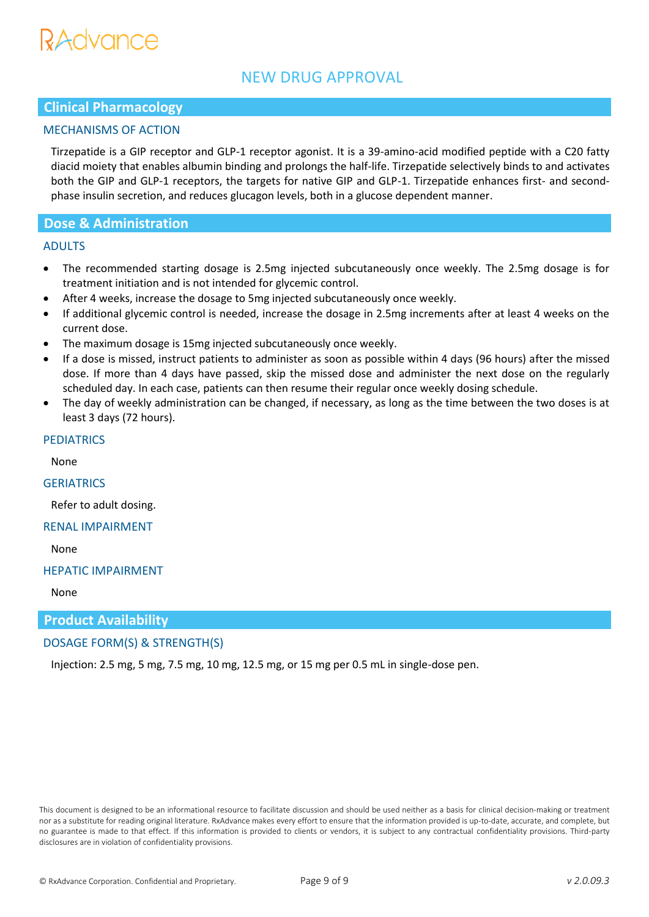# NEW DRUG APPROVAL

## Clinical Pharmacology

### MECHANISMS OF ACTION

Tirzepatide is a GIP receptor and GLP-1 receptor agonist. It is a 39-amino-acid modified peptide with a C20 fatty diacid moiety that enables albumin binding and prolongs the half-life. Tirzepatide selectively binds to and activates both the GIP and GLP-1 receptors, the targets for native GIP and GLP-1. Tirzepatide enhances first- and second-phase insulin secretion, and reduces glucagon levels, both in a glucose dependent manner.

## Dose & Administration

### ADULTS

- The recommended starting dosage is 2.5mg injected subcutaneously once weekly. The 2.5mg dosage is for treatment initiation and is not intended for glycemic control.
- After 4 weeks, increase the dosage to 5mg injected subcutaneously once weekly.
- If additional glycemic control is needed, increase the dosage in 2.5mg increments after at least 4 weeks on the current dose.
- The maximum dosage is 15mg injected subcutaneously once weekly.
- If a dose is missed, instruct patients to administer as soon as possible within 4 days (96 hours) after the missed dose. If more than 4 days have passed, skip the missed dose and administer the next dose on the regularly scheduled day. In each case, patients can then resume their regular once weekly dosing schedule.
- The day of weekly administration can be changed, if necessary, as long as the time between the two doses is at least 3 days (72 hours).

### PEDIATRICS

None

### GERIATRICS

Refer to adult dosing.

### RENAL IMPAIRMENT

None

### HEPATIC IMPAIRMENT

None

## Product Availability

### DOSAGE FORM(S) & STRENGTH(S)

Injection: 2.5 mg, 5 mg, 7.5 mg, 10 mg, 12.5 mg, or 15 mg per 0.5 mL in single-dose pen.

This document is designed to be an informational resource to facilitate discussion and should be used neither as a basis for clinical decision-making or treatment nor as a substitute for reading original literature. RxAdvance makes every effort to ensure that the information provided is up-to-date, accurate, and complete, but no guarantee is made to that effect. If this information is provided to clients or vendors, it is subject to any contractual confidentiality provisions. Third-party disclosures are in violation of confidentiality provisions.